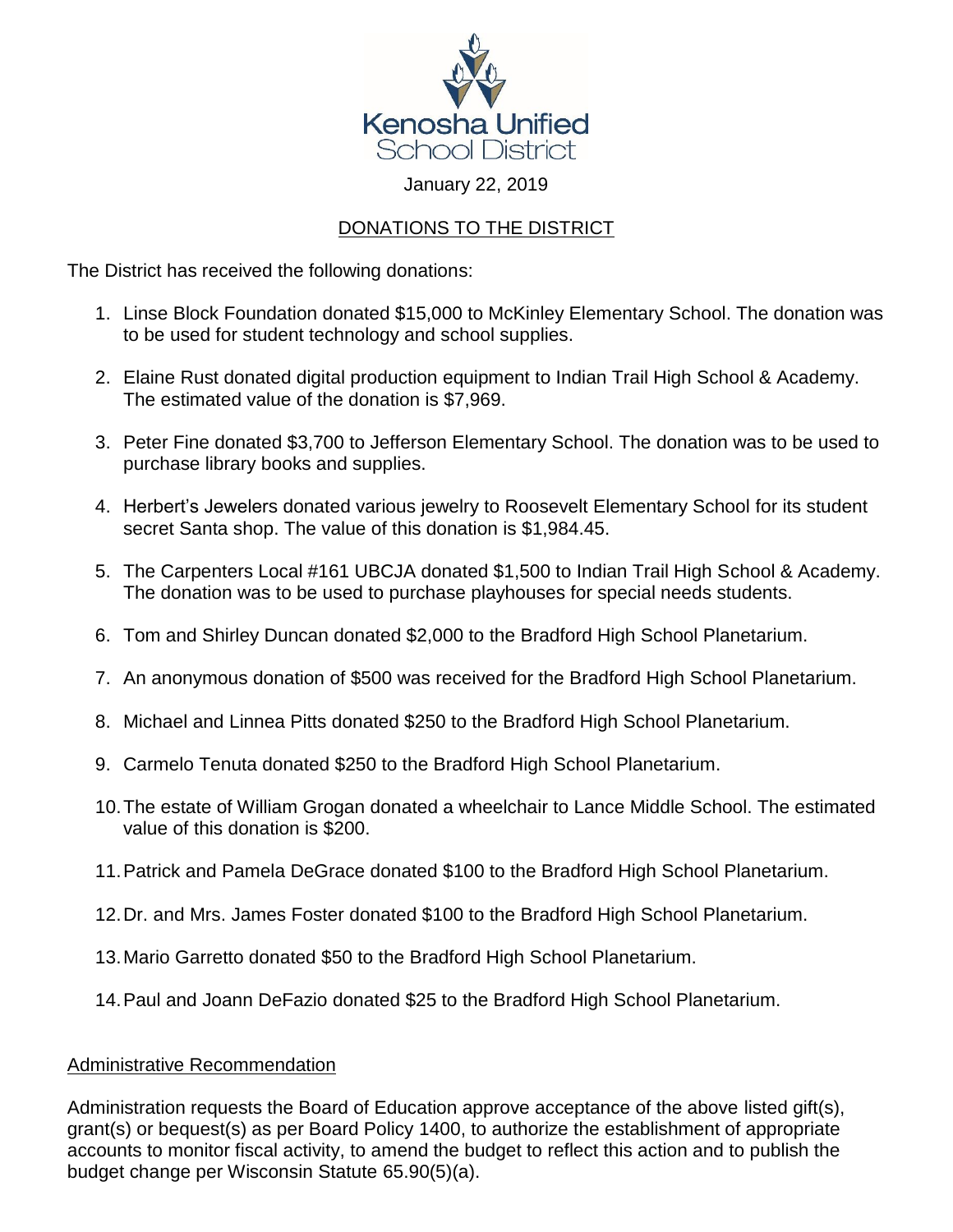Kenosha Unified School District

January 22, 2019

## DONATIONS TO THE DISTRICT

The District has received the following donations:

1. Linse Block Foundation donated $15,000 to McKinley Elementary School. The donation was to be used for student technology and school supplies.
2. Elaine Rust donated digital production equipment to Indian Trail High School & Academy. The estimated value of the donation is $7,969.
3. Peter Fine donated $3,700 to Jefferson Elementary School. The donation was to be used to purchase library books and supplies.
4. Herbert's Jewelers donated various jewelry to Roosevelt Elementary School for its student secret Santa shop. The value of this donation is $1,984.45.
5. The Carpenters Local #161 UBCJA donated $1,500 to Indian Trail High School & Academy. The donation was to be used to purchase playhouses for special needs students.
6. Tom and Shirley Duncan donated $2,000 to the Bradford High School Planetarium.
7. An anonymous donation of $500 was received for the Bradford High School Planetarium.
8. Michael and Linnea Pitts donated $250 to the Bradford High School Planetarium.
9. Carmelo Tenuta donated $250 to the Bradford High School Planetarium.
10. The estate of William Grogan donated a wheelchair to Lance Middle School. The estimated value of this donation is $200.
11. Patrick and Pamela DeGrace donated $100 to the Bradford High School Planetarium.
12. Dr. and Mrs. James Foster donated $100 to the Bradford High School Planetarium.
13. Mario Garretto donated $50 to the Bradford High School Planetarium.
14. Paul and Joann DeFazio donated $25 to the Bradford High School Planetarium.

### Administrative Recommendation

Administration requests the Board of Education approve acceptance of the above listed gift(s), grant(s) or bequest(s) as per Board Policy 1400, to authorize the establishment of appropriate accounts to monitor fiscal activity, to amend the budget to reflect this action and to publish the budget change per Wisconsin Statute 65.90(5)(a).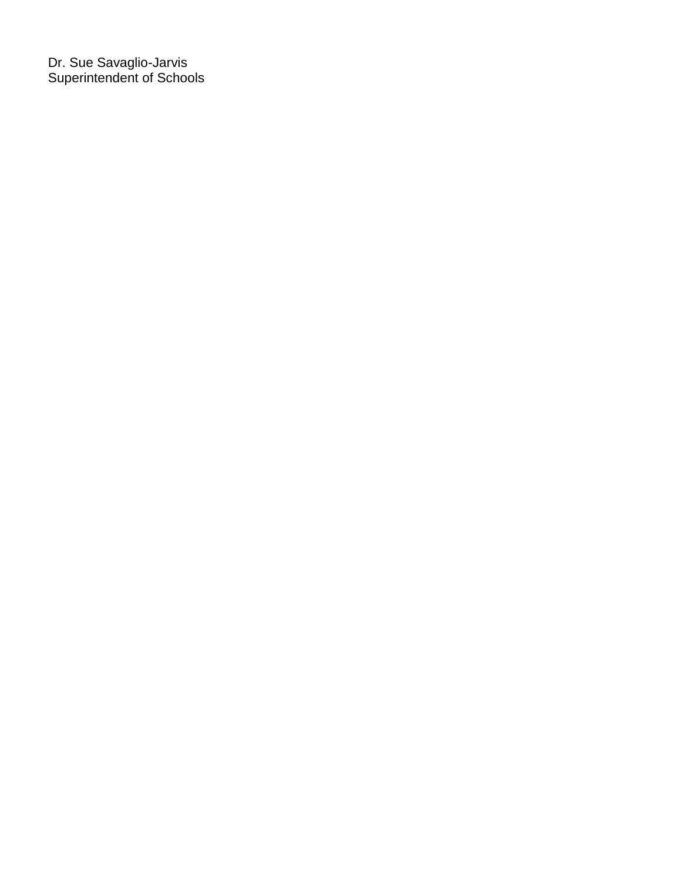Dr. Sue Savaglio-Jarvis
Superintendent of Schools